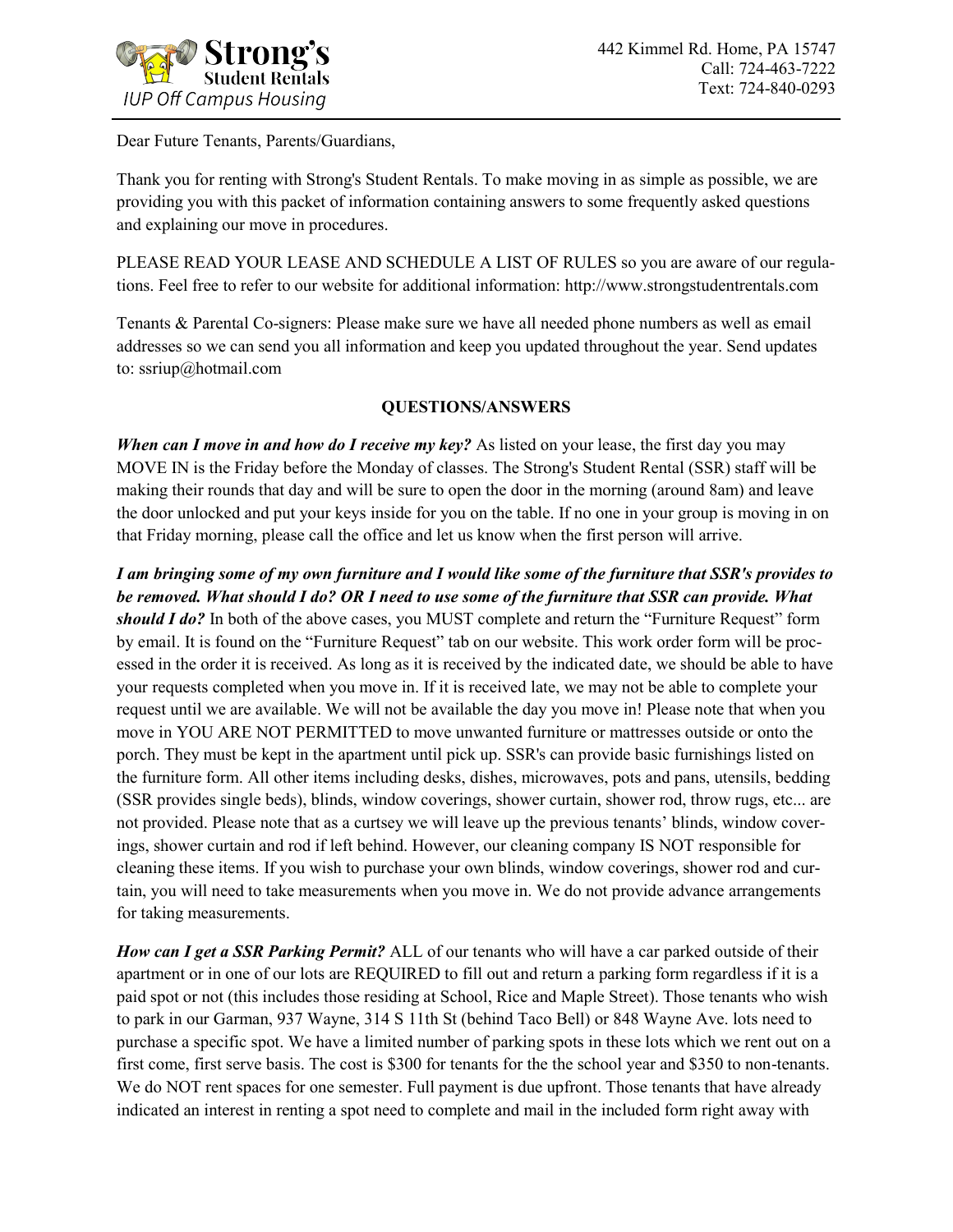**Strong's Student Rentals**
*IUP Off Campus Housing*

442 Kimmel Rd. Home, PA 15747
Call: 724-463-7222
Text: 724-840-0293

Dear Future Tenants, Parents/Guardians,

Thank you for renting with Strong's Student Rentals. To make moving in as simple as possible, we are providing you with this packet of information containing answers to some frequently asked questions and explaining our move in procedures.

PLEASE READ YOUR LEASE AND SCHEDULE A LIST OF RULES so you are aware of our regulations. Feel free to refer to our website for additional information: http://www.strongstudentrentals.com

Tenants & Parental Co-signers: Please make sure we have all needed phone numbers as well as email addresses so we can send you all information and keep you updated throughout the year. Send updates to: ssriup@hotmail.com

**QUESTIONS/ANSWERS**

***When can I move in and how do I receive my key?*** As listed on your lease, the first day you may MOVE IN is the Friday before the Monday of classes. The Strong's Student Rental (SSR) staff will be making their rounds that day and will be sure to open the door in the morning (around 8am) and leave the door unlocked and put your keys inside for you on the table. If no one in your group is moving in on that Friday morning, please call the office and let us know when the first person will arrive.

***I am bringing some of my own furniture and I would like some of the furniture that SSR's provides to be removed. What should I do? OR I need to use some of the furniture that SSR can provide. What should I do?*** In both of the above cases, you MUST complete and return the "Furniture Request" form by email. It is found on the "Furniture Request" tab on our website. This work order form will be processed in the order it is received. As long as it is received by the indicated date, we should be able to have your requests completed when you move in. If it is received late, we may not be able to complete your request until we are available. We will not be available the day you move in! Please note that when you move in YOU ARE NOT PERMITTED to move unwanted furniture or mattresses outside or onto the porch. They must be kept in the apartment until pick up. SSR's can provide basic furnishings listed on the furniture form. All other items including desks, dishes, microwaves, pots and pans, utensils, bedding (SSR provides single beds), blinds, window coverings, shower curtain, shower rod, throw rugs, etc... are not provided. Please note that as a curtsey we will leave up the previous tenants' blinds, window coverings, shower curtain and rod if left behind. However, our cleaning company IS NOT responsible for cleaning these items. If you wish to purchase your own blinds, window coverings, shower rod and curtain, you will need to take measurements when you move in. We do not provide advance arrangements for taking measurements.

***How can I get a SSR Parking Permit?*** ALL of our tenants who will have a car parked outside of their apartment or in one of our lots are REQUIRED to fill out and return a parking form regardless if it is a paid spot or not (this includes those residing at School, Rice and Maple Street). Those tenants who wish to park in our Garman, 937 Wayne, 314 S 11th St (behind Taco Bell) or 848 Wayne Ave. lots need to purchase a specific spot. We have a limited number of parking spots in these lots which we rent out on a first come, first serve basis. The cost is $300 for tenants for the the school year and $350 to non-tenants. We do NOT rent spaces for one semester. Full payment is due upfront. Those tenants that have already indicated an interest in renting a spot need to complete and mail in the included form right away with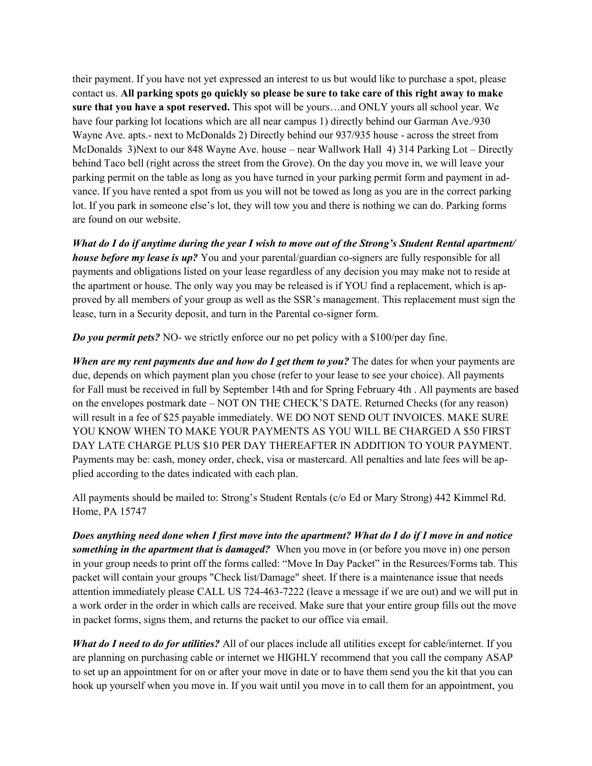their payment. If you have not yet expressed an interest to us but would like to purchase a spot, please contact us. **All parking spots go quickly so please be sure to take care of this right away to make sure that you have a spot reserved.** This spot will be yours…and ONLY yours all school year. We have four parking lot locations which are all near campus 1) directly behind our Garman Ave./930 Wayne Ave. apts.- next to McDonalds 2) Directly behind our 937/935 house - across the street from McDonalds 3)Next to our 848 Wayne Ave. house – near Wallwork Hall 4) 314 Parking Lot – Directly behind Taco bell (right across the street from the Grove). On the day you move in, we will leave your parking permit on the table as long as you have turned in your parking permit form and payment in advance. If you have rented a spot from us you will not be towed as long as you are in the correct parking lot. If you park in someone else's lot, they will tow you and there is nothing we can do. Parking forms are found on our website.

***What do I do if anytime during the year I wish to move out of the Strong's Student Rental apartment/ house before my lease is up?*** You and your parental/guardian co-signers are fully responsible for all payments and obligations listed on your lease regardless of any decision you may make not to reside at the apartment or house. The only way you may be released is if YOU find a replacement, which is approved by all members of your group as well as the SSR's management. This replacement must sign the lease, turn in a Security deposit, and turn in the Parental co-signer form.

***Do you permit pets?*** NO- we strictly enforce our no pet policy with a $100/per day fine.

***When are my rent payments due and how do I get them to you?*** The dates for when your payments are due, depends on which payment plan you chose (refer to your lease to see your choice). All payments for Fall must be received in full by September 14th and for Spring February 4th . All payments are based on the envelopes postmark date – NOT ON THE CHECK'S DATE. Returned Checks (for any reason) will result in a fee of $25 payable immediately. WE DO NOT SEND OUT INVOICES. MAKE SURE YOU KNOW WHEN TO MAKE YOUR PAYMENTS AS YOU WILL BE CHARGED A $50 FIRST DAY LATE CHARGE PLUS $10 PER DAY THEREAFTER IN ADDITION TO YOUR PAYMENT. Payments may be: cash, money order, check, visa or mastercard. All penalties and late fees will be applied according to the dates indicated with each plan.

All payments should be mailed to: Strong's Student Rentals (c/o Ed or Mary Strong) 442 Kimmel Rd. Home, PA 15747

***Does anything need done when I first move into the apartment? What do I do if I move in and notice something in the apartment that is damaged?*** When you move in (or before you move in) one person in your group needs to print off the forms called: "Move In Day Packet" in the Resurces/Forms tab. This packet will contain your groups "Check list/Damage" sheet. If there is a maintenance issue that needs attention immediately please CALL US 724-463-7222 (leave a message if we are out) and we will put in a work order in the order in which calls are received. Make sure that your entire group fills out the move in packet forms, signs them, and returns the packet to our office via email.

***What do I need to do for utilities?*** All of our places include all utilities except for cable/internet. If you are planning on purchasing cable or internet we HIGHLY recommend that you call the company ASAP to set up an appointment for on or after your move in date or to have them send you the kit that you can hook up yourself when you move in. If you wait until you move in to call them for an appointment, you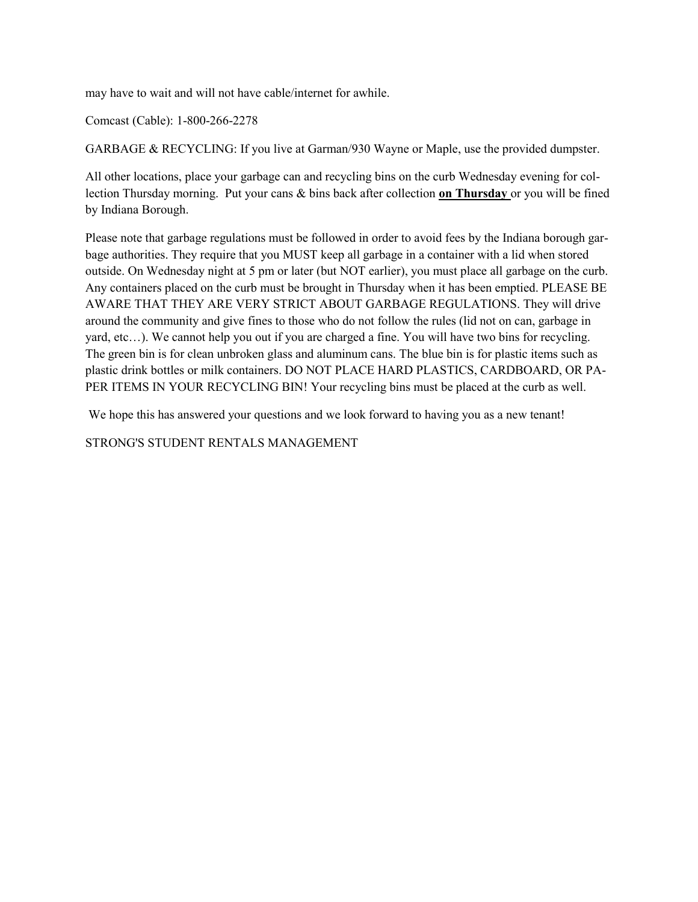may have to wait and will not have cable/internet for awhile.

Comcast (Cable): 1-800-266-2278

GARBAGE & RECYCLING: If you live at Garman/930 Wayne or Maple, use the provided dumpster.

All other locations, place your garbage can and recycling bins on the curb Wednesday evening for collection Thursday morning. Put your cans & bins back after collection **on Thursday** or you will be fined by Indiana Borough.

Please note that garbage regulations must be followed in order to avoid fees by the Indiana borough garbage authorities. They require that you MUST keep all garbage in a container with a lid when stored outside. On Wednesday night at 5 pm or later (but NOT earlier), you must place all garbage on the curb. Any containers placed on the curb must be brought in Thursday when it has been emptied. PLEASE BE AWARE THAT THEY ARE VERY STRICT ABOUT GARBAGE REGULATIONS. They will drive around the community and give fines to those who do not follow the rules (lid not on can, garbage in yard, etc…). We cannot help you out if you are charged a fine. You will have two bins for recycling. The green bin is for clean unbroken glass and aluminum cans. The blue bin is for plastic items such as plastic drink bottles or milk containers. DO NOT PLACE HARD PLASTICS, CARDBOARD, OR PAPER ITEMS IN YOUR RECYCLING BIN! Your recycling bins must be placed at the curb as well.

We hope this has answered your questions and we look forward to having you as a new tenant!

STRONG'S STUDENT RENTALS MANAGEMENT